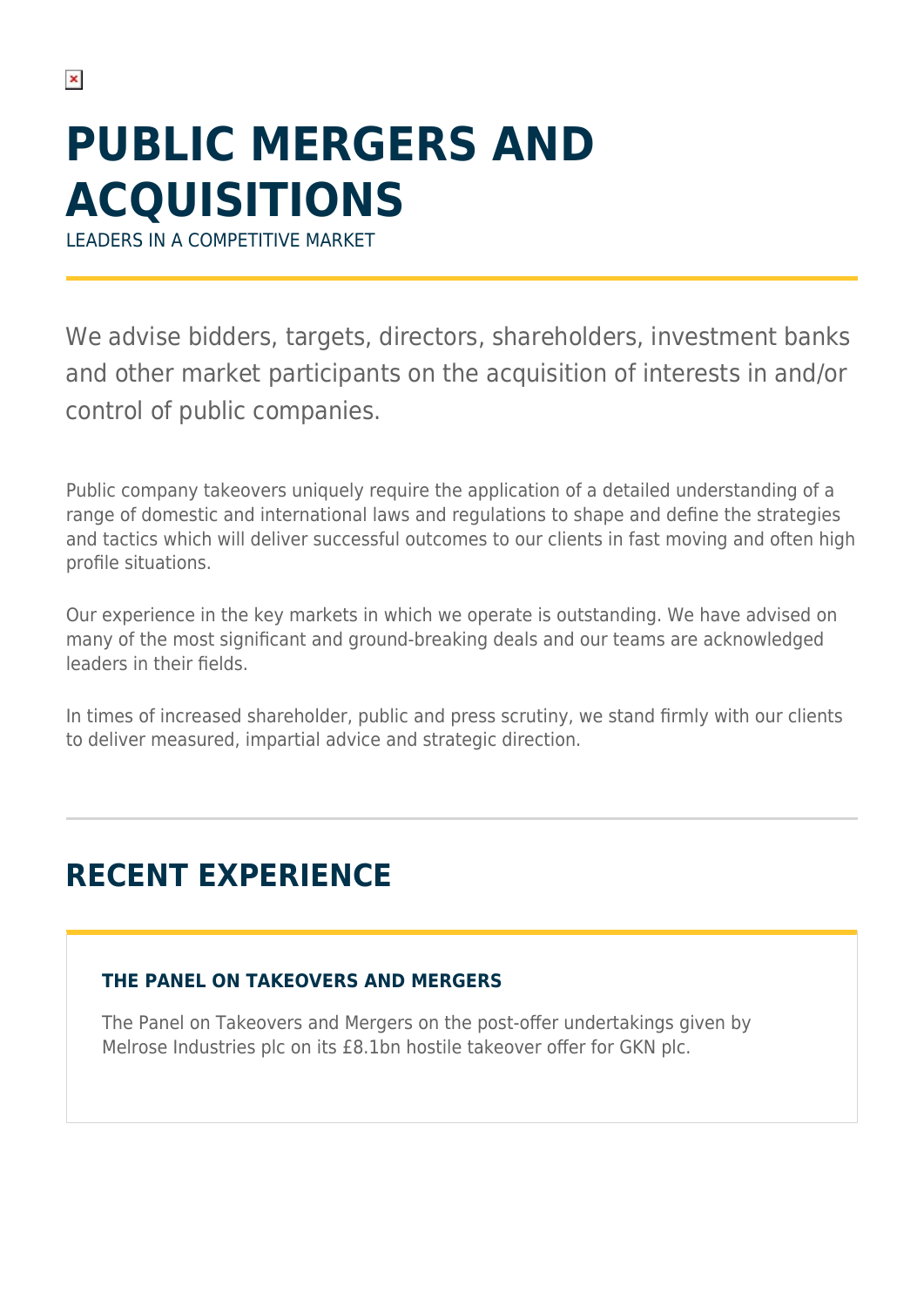# PUBLIC MERGERS AND ACQUISITIONS

LEADERS IN A COMPETITIVE MARKET

We advise bidders, targets, directors, shareholders, investment banks and other market participants on the acquisition of interests in and/or control of public companies.

Public company takeovers uniquely require the application of a detailed understanding of a range of domestic and international laws and regulations to shape and define the strategies and tactics which will deliver successful outcomes to our clients in fast moving and often high profile situations.

Our experience in the key markets in which we operate is outstanding. We have advised on many of the most significant and ground-breaking deals and our teams are acknowledged leaders in their fields.

In times of increased shareholder, public and press scrutiny, we stand firmly with our clients to deliver measured, impartial advice and strategic direction.

## RECENT EXPERIENCE

### THE PANEL ON TAKEOVERS AND MERGERS

The Panel on Takeovers and Mergers on the post-offer undertakings given by Melrose Industries plc on its £8.1bn hostile takeover offer for GKN plc.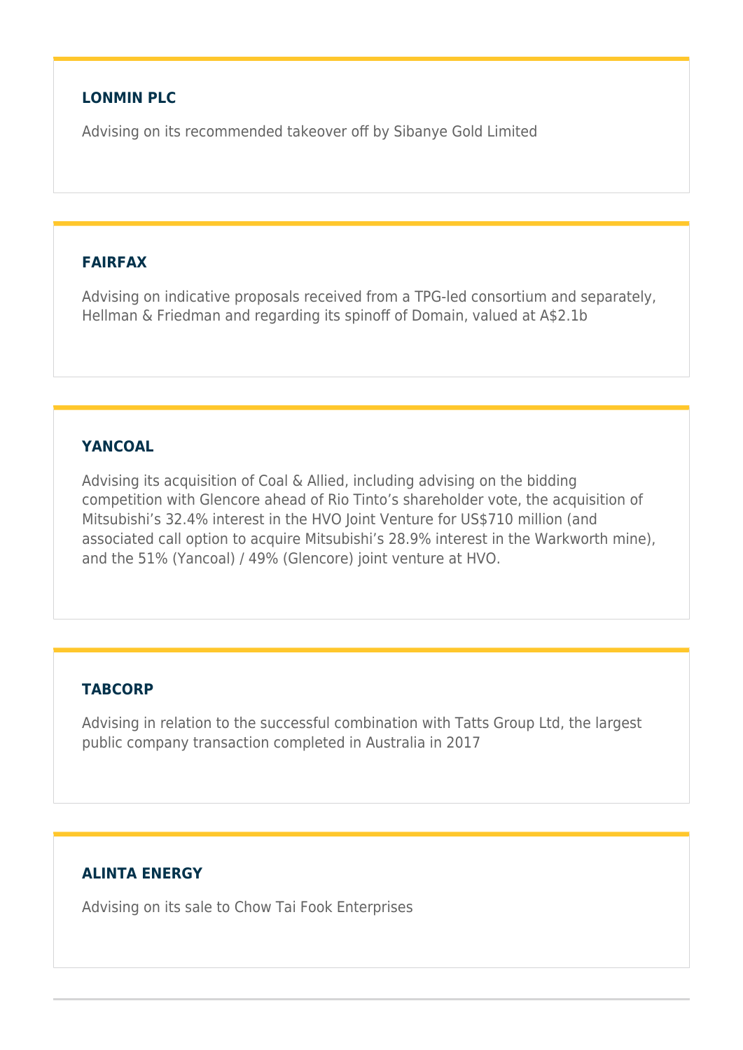### LONMIN PLC

Advising on its recommended takeover off by Sibanye Gold Limited

### FAIRFAX

Advising on indicative proposals received from a TPG-led consortium and separately, Hellman & Friedman and regarding its spinoff of Domain, valued at A$2.1b

### YANCOAL

Advising its acquisition of Coal & Allied, including advising on the bidding competition with Glencore ahead of Rio Tinto's shareholder vote, the acquisition of Mitsubishi's 32.4% interest in the HVO Joint Venture for US$710 million (and associated call option to acquire Mitsubishi's 28.9% interest in the Warkworth mine), and the 51% (Yancoal) / 49% (Glencore) joint venture at HVO.

### TABCORP

Advising in relation to the successful combination with Tatts Group Ltd, the largest public company transaction completed in Australia in 2017

### ALINTA ENERGY

Advising on its sale to Chow Tai Fook Enterprises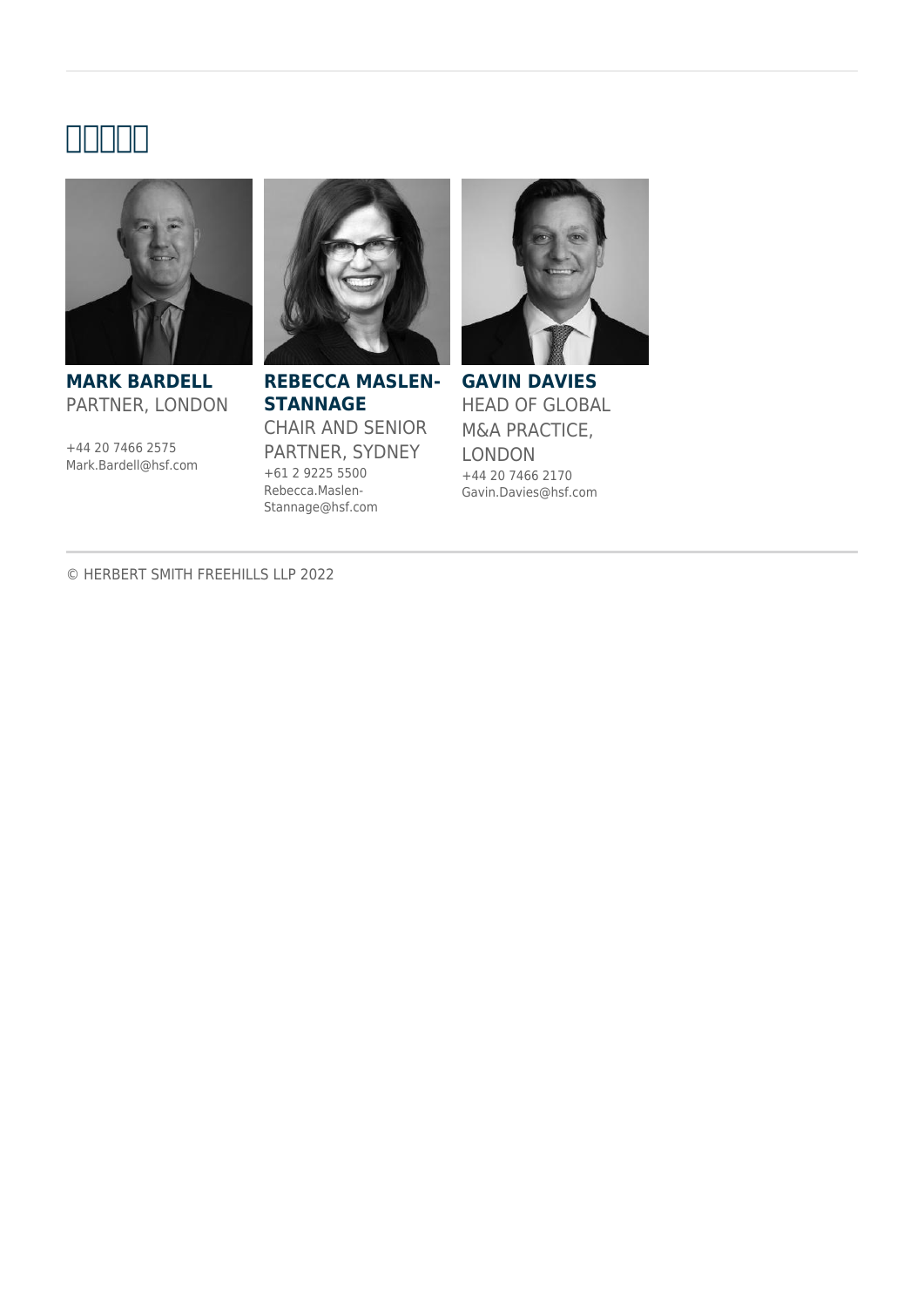**MARK BARDELL**
PARTNER, LONDON

+44 20 7466 2575
Mark.Bardell@hsf.com

**REBECCA MASLEN-STANNAGE**
CHAIR AND SENIOR PARTNER, SYDNEY

+61 2 9225 5500
Rebecca.Maslen-Stannage@hsf.com

**GAVIN DAVIES**
HEAD OF GLOBAL M&A PRACTICE, LONDON

+44 20 7466 2170
Gavin.Davies@hsf.com

---

© HERBERT SMITH FREEHILLS LLP 2022